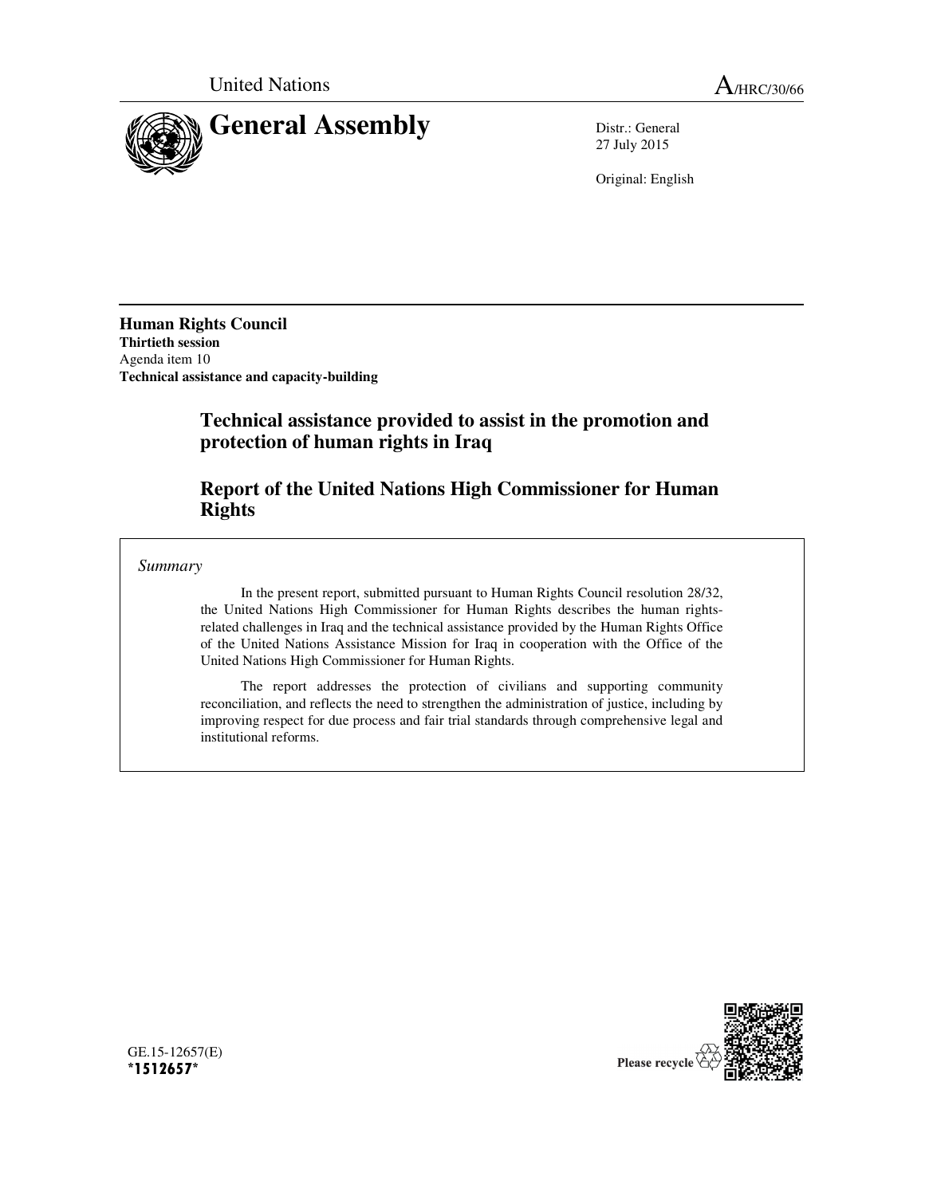United Nations

A/HRC/30/66

# General Assembly

Distr.: General
27 July 2015

Original: English

**Human Rights Council**
**Thirtieth session**
Agenda item 10
**Technical assistance and capacity-building**

## Technical assistance provided to assist in the promotion and protection of human rights in Iraq

## Report of the United Nations High Commissioner for Human Rights

*Summary*

In the present report, submitted pursuant to Human Rights Council resolution 28/32, the United Nations High Commissioner for Human Rights describes the human rights-related challenges in Iraq and the technical assistance provided by the Human Rights Office of the United Nations Assistance Mission for Iraq in cooperation with the Office of the United Nations High Commissioner for Human Rights.

The report addresses the protection of civilians and supporting community reconciliation, and reflects the need to strengthen the administration of justice, including by improving respect for due process and fair trial standards through comprehensive legal and institutional reforms.

GE.15-12657(E)
*1512657*

Please recycle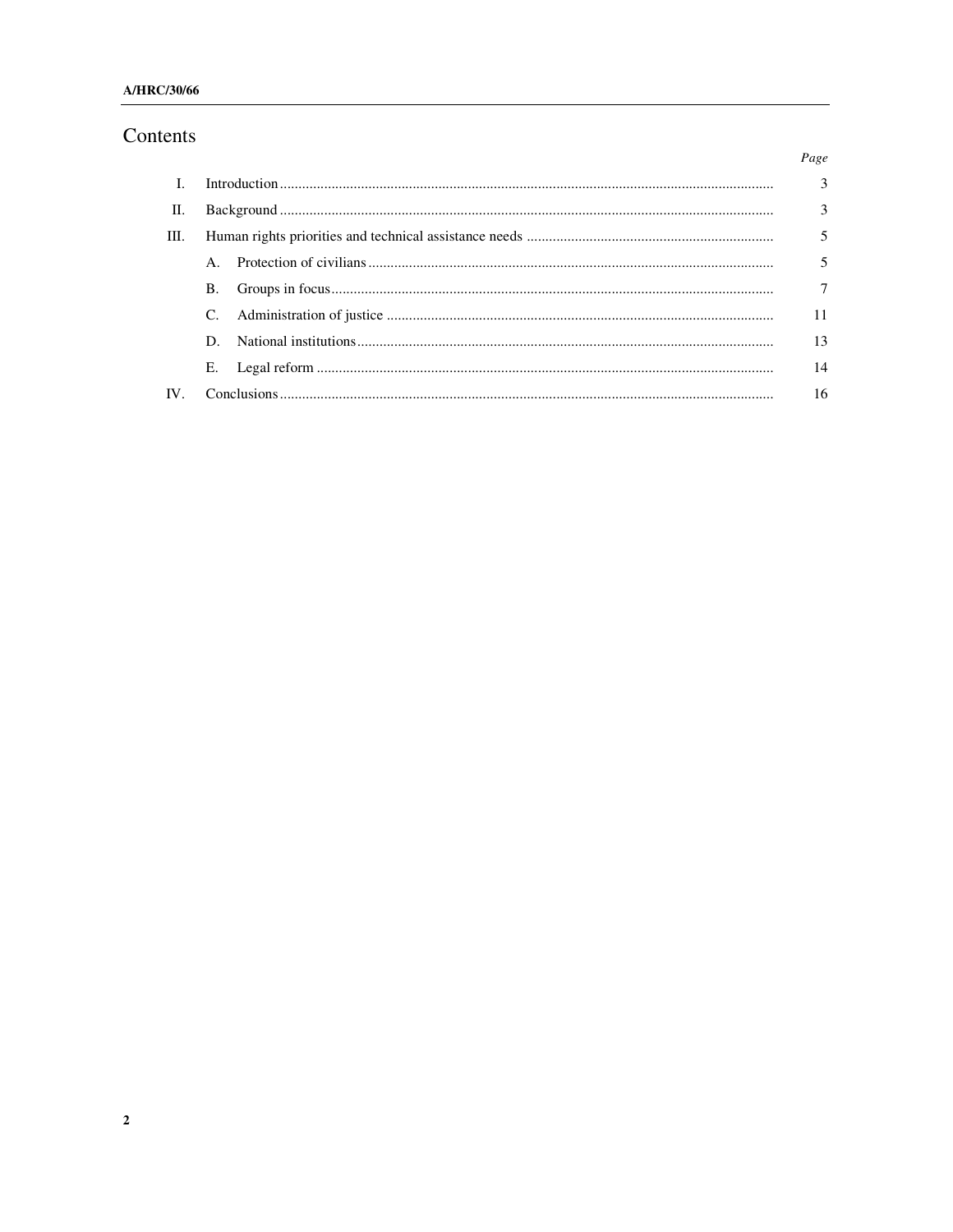# Contents

| | | Page |
|---|---|---|
| I. | Introduction | 3 |
| II. | Background | 3 |
| III. | Human rights priorities and technical assistance needs | 5 |
| | A. Protection of civilians | 5 |
| | B. Groups in focus | 7 |
| | C. Administration of justice | 11 |
| | D. National institutions | 13 |
| | E. Legal reform | 14 |
| IV. | Conclusions | 16 |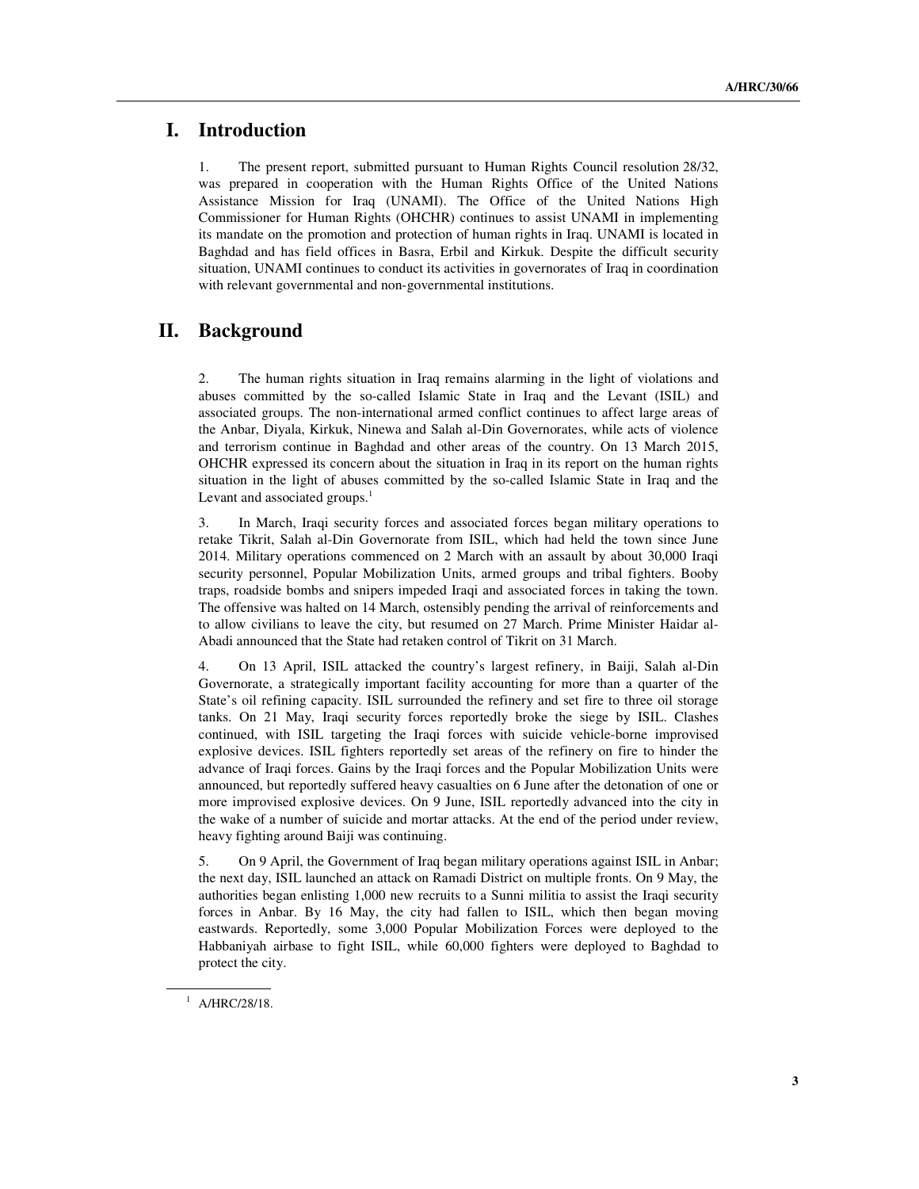# I. Introduction

1. The present report, submitted pursuant to Human Rights Council resolution 28/32, was prepared in cooperation with the Human Rights Office of the United Nations Assistance Mission for Iraq (UNAMI). The Office of the United Nations High Commissioner for Human Rights (OHCHR) continues to assist UNAMI in implementing its mandate on the promotion and protection of human rights in Iraq. UNAMI is located in Baghdad and has field offices in Basra, Erbil and Kirkuk. Despite the difficult security situation, UNAMI continues to conduct its activities in governorates of Iraq in coordination with relevant governmental and non-governmental institutions.

# II. Background

2. The human rights situation in Iraq remains alarming in the light of violations and abuses committed by the so-called Islamic State in Iraq and the Levant (ISIL) and associated groups. The non-international armed conflict continues to affect large areas of the Anbar, Diyala, Kirkuk, Ninewa and Salah al-Din Governorates, while acts of violence and terrorism continue in Baghdad and other areas of the country. On 13 March 2015, OHCHR expressed its concern about the situation in Iraq in its report on the human rights situation in the light of abuses committed by the so-called Islamic State in Iraq and the Levant and associated groups.[1]

3. In March, Iraqi security forces and associated forces began military operations to retake Tikrit, Salah al-Din Governorate from ISIL, which had held the town since June 2014. Military operations commenced on 2 March with an assault by about 30,000 Iraqi security personnel, Popular Mobilization Units, armed groups and tribal fighters. Booby traps, roadside bombs and snipers impeded Iraqi and associated forces in taking the town. The offensive was halted on 14 March, ostensibly pending the arrival of reinforcements and to allow civilians to leave the city, but resumed on 27 March. Prime Minister Haidar al-Abadi announced that the State had retaken control of Tikrit on 31 March.

4. On 13 April, ISIL attacked the country's largest refinery, in Baiji, Salah al-Din Governorate, a strategically important facility accounting for more than a quarter of the State's oil refining capacity. ISIL surrounded the refinery and set fire to three oil storage tanks. On 21 May, Iraqi security forces reportedly broke the siege by ISIL. Clashes continued, with ISIL targeting the Iraqi forces with suicide vehicle-borne improvised explosive devices. ISIL fighters reportedly set areas of the refinery on fire to hinder the advance of Iraqi forces. Gains by the Iraqi forces and the Popular Mobilization Units were announced, but reportedly suffered heavy casualties on 6 June after the detonation of one or more improvised explosive devices. On 9 June, ISIL reportedly advanced into the city in the wake of a number of suicide and mortar attacks. At the end of the period under review, heavy fighting around Baiji was continuing.

5. On 9 April, the Government of Iraq began military operations against ISIL in Anbar; the next day, ISIL launched an attack on Ramadi District on multiple fronts. On 9 May, the authorities began enlisting 1,000 new recruits to a Sunni militia to assist the Iraqi security forces in Anbar. By 16 May, the city had fallen to ISIL, which then began moving eastwards. Reportedly, some 3,000 Popular Mobilization Forces were deployed to the Habbaniyah airbase to fight ISIL, while 60,000 fighters were deployed to Baghdad to protect the city.

[1] A/HRC/28/18.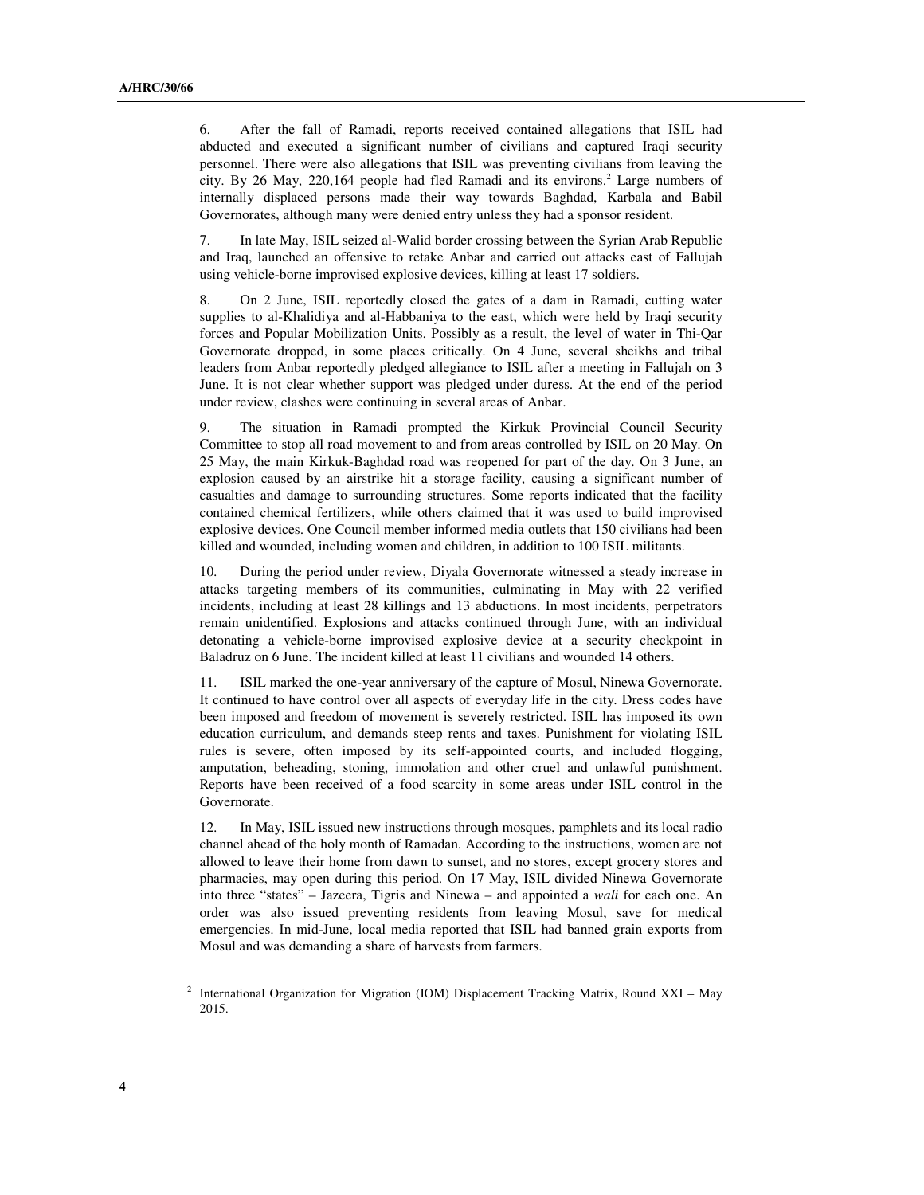6. After the fall of Ramadi, reports received contained allegations that ISIL had abducted and executed a significant number of civilians and captured Iraqi security personnel. There were also allegations that ISIL was preventing civilians from leaving the city. By 26 May, 220,164 people had fled Ramadi and its environs.[2] Large numbers of internally displaced persons made their way towards Baghdad, Karbala and Babil Governorates, although many were denied entry unless they had a sponsor resident.

7. In late May, ISIL seized al-Walid border crossing between the Syrian Arab Republic and Iraq, launched an offensive to retake Anbar and carried out attacks east of Fallujah using vehicle-borne improvised explosive devices, killing at least 17 soldiers.

8. On 2 June, ISIL reportedly closed the gates of a dam in Ramadi, cutting water supplies to al-Khalidiya and al-Habbaniya to the east, which were held by Iraqi security forces and Popular Mobilization Units. Possibly as a result, the level of water in Thi-Qar Governorate dropped, in some places critically. On 4 June, several sheikhs and tribal leaders from Anbar reportedly pledged allegiance to ISIL after a meeting in Fallujah on 3 June. It is not clear whether support was pledged under duress. At the end of the period under review, clashes were continuing in several areas of Anbar.

9. The situation in Ramadi prompted the Kirkuk Provincial Council Security Committee to stop all road movement to and from areas controlled by ISIL on 20 May. On 25 May, the main Kirkuk-Baghdad road was reopened for part of the day. On 3 June, an explosion caused by an airstrike hit a storage facility, causing a significant number of casualties and damage to surrounding structures. Some reports indicated that the facility contained chemical fertilizers, while others claimed that it was used to build improvised explosive devices. One Council member informed media outlets that 150 civilians had been killed and wounded, including women and children, in addition to 100 ISIL militants.

10. During the period under review, Diyala Governorate witnessed a steady increase in attacks targeting members of its communities, culminating in May with 22 verified incidents, including at least 28 killings and 13 abductions. In most incidents, perpetrators remain unidentified. Explosions and attacks continued through June, with an individual detonating a vehicle-borne improvised explosive device at a security checkpoint in Baladruz on 6 June. The incident killed at least 11 civilians and wounded 14 others.

11. ISIL marked the one-year anniversary of the capture of Mosul, Ninewa Governorate. It continued to have control over all aspects of everyday life in the city. Dress codes have been imposed and freedom of movement is severely restricted. ISIL has imposed its own education curriculum, and demands steep rents and taxes. Punishment for violating ISIL rules is severe, often imposed by its self-appointed courts, and included flogging, amputation, beheading, stoning, immolation and other cruel and unlawful punishment. Reports have been received of a food scarcity in some areas under ISIL control in the Governorate.

12. In May, ISIL issued new instructions through mosques, pamphlets and its local radio channel ahead of the holy month of Ramadan. According to the instructions, women are not allowed to leave their home from dawn to sunset, and no stores, except grocery stores and pharmacies, may open during this period. On 17 May, ISIL divided Ninewa Governorate into three "states" – Jazeera, Tigris and Ninewa – and appointed a *wali* for each one. An order was also issued preventing residents from leaving Mosul, save for medical emergencies. In mid-June, local media reported that ISIL had banned grain exports from Mosul and was demanding a share of harvests from farmers.

---

[2] International Organization for Migration (IOM) Displacement Tracking Matrix, Round XXI – May 2015.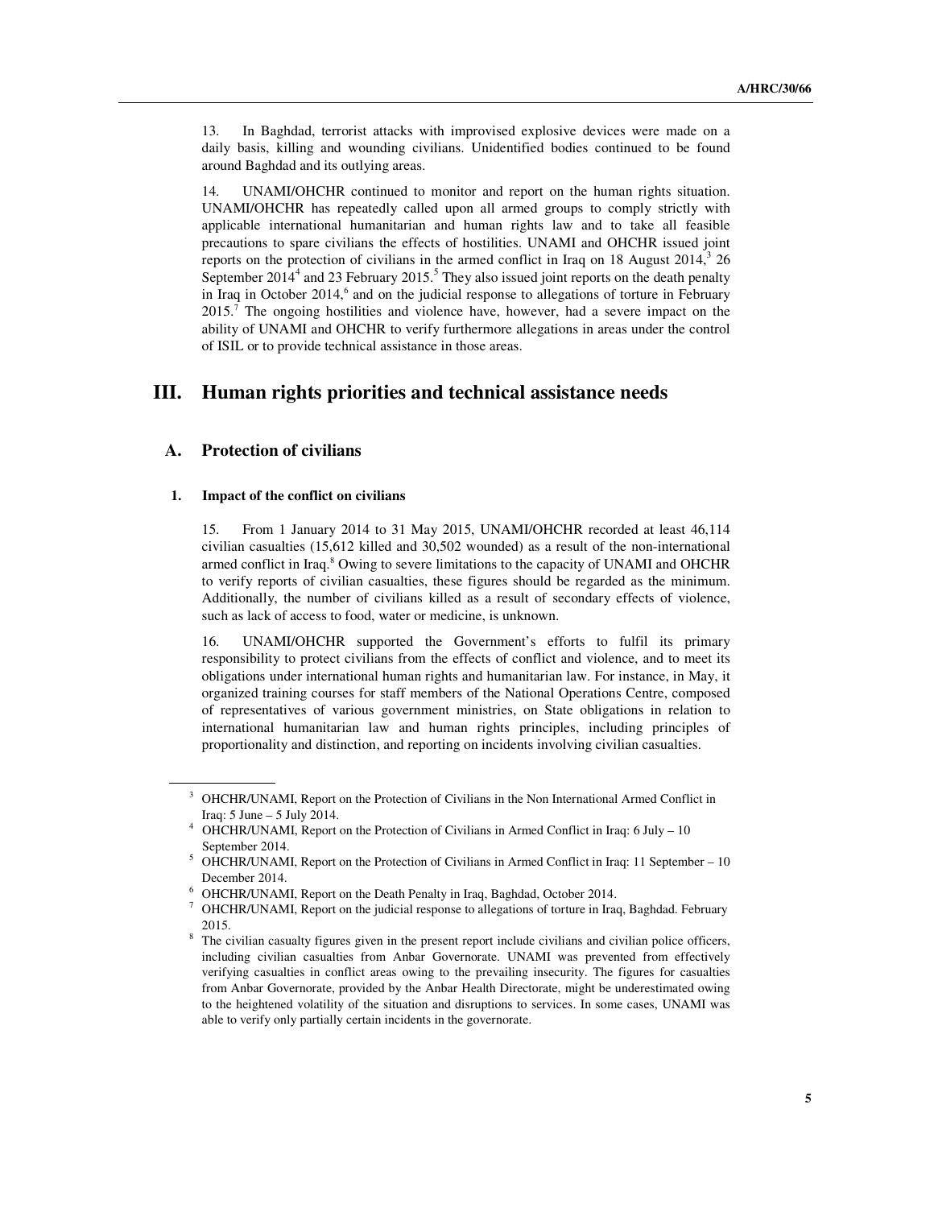13. In Baghdad, terrorist attacks with improvised explosive devices were made on a daily basis, killing and wounding civilians. Unidentified bodies continued to be found around Baghdad and its outlying areas.

14. UNAMI/OHCHR continued to monitor and report on the human rights situation. UNAMI/OHCHR has repeatedly called upon all armed groups to comply strictly with applicable international humanitarian and human rights law and to take all feasible precautions to spare civilians the effects of hostilities. UNAMI and OHCHR issued joint reports on the protection of civilians in the armed conflict in Iraq on 18 August 2014,[3] 26 September 2014[4] and 23 February 2015.[5] They also issued joint reports on the death penalty in Iraq in October 2014,[6] and on the judicial response to allegations of torture in February 2015.[7] The ongoing hostilities and violence have, however, had a severe impact on the ability of UNAMI and OHCHR to verify furthermore allegations in areas under the control of ISIL or to provide technical assistance in those areas.

# III. Human rights priorities and technical assistance needs

## A. Protection of civilians

### 1. Impact of the conflict on civilians

15. From 1 January 2014 to 31 May 2015, UNAMI/OHCHR recorded at least 46,114 civilian casualties (15,612 killed and 30,502 wounded) as a result of the non-international armed conflict in Iraq.[8] Owing to severe limitations to the capacity of UNAMI and OHCHR to verify reports of civilian casualties, these figures should be regarded as the minimum. Additionally, the number of civilians killed as a result of secondary effects of violence, such as lack of access to food, water or medicine, is unknown.

16. UNAMI/OHCHR supported the Government's efforts to fulfil its primary responsibility to protect civilians from the effects of conflict and violence, and to meet its obligations under international human rights and humanitarian law. For instance, in May, it organized training courses for staff members of the National Operations Centre, composed of representatives of various government ministries, on State obligations in relation to international humanitarian law and human rights principles, including principles of proportionality and distinction, and reporting on incidents involving civilian casualties.

---

[3] OHCHR/UNAMI, Report on the Protection of Civilians in the Non International Armed Conflict in Iraq: 5 June – 5 July 2014.

[4] OHCHR/UNAMI, Report on the Protection of Civilians in Armed Conflict in Iraq: 6 July – 10 September 2014.

[5] OHCHR/UNAMI, Report on the Protection of Civilians in Armed Conflict in Iraq: 11 September – 10 December 2014.

[6] OHCHR/UNAMI, Report on the Death Penalty in Iraq, Baghdad, October 2014.

[7] OHCHR/UNAMI, Report on the judicial response to allegations of torture in Iraq, Baghdad. February 2015.

[8] The civilian casualty figures given in the present report include civilians and civilian police officers, including civilian casualties from Anbar Governorate. UNAMI was prevented from effectively verifying casualties in conflict areas owing to the prevailing insecurity. The figures for casualties from Anbar Governorate, provided by the Anbar Health Directorate, might be underestimated owing to the heightened volatility of the situation and disruptions to services. In some cases, UNAMI was able to verify only partially certain incidents in the governorate.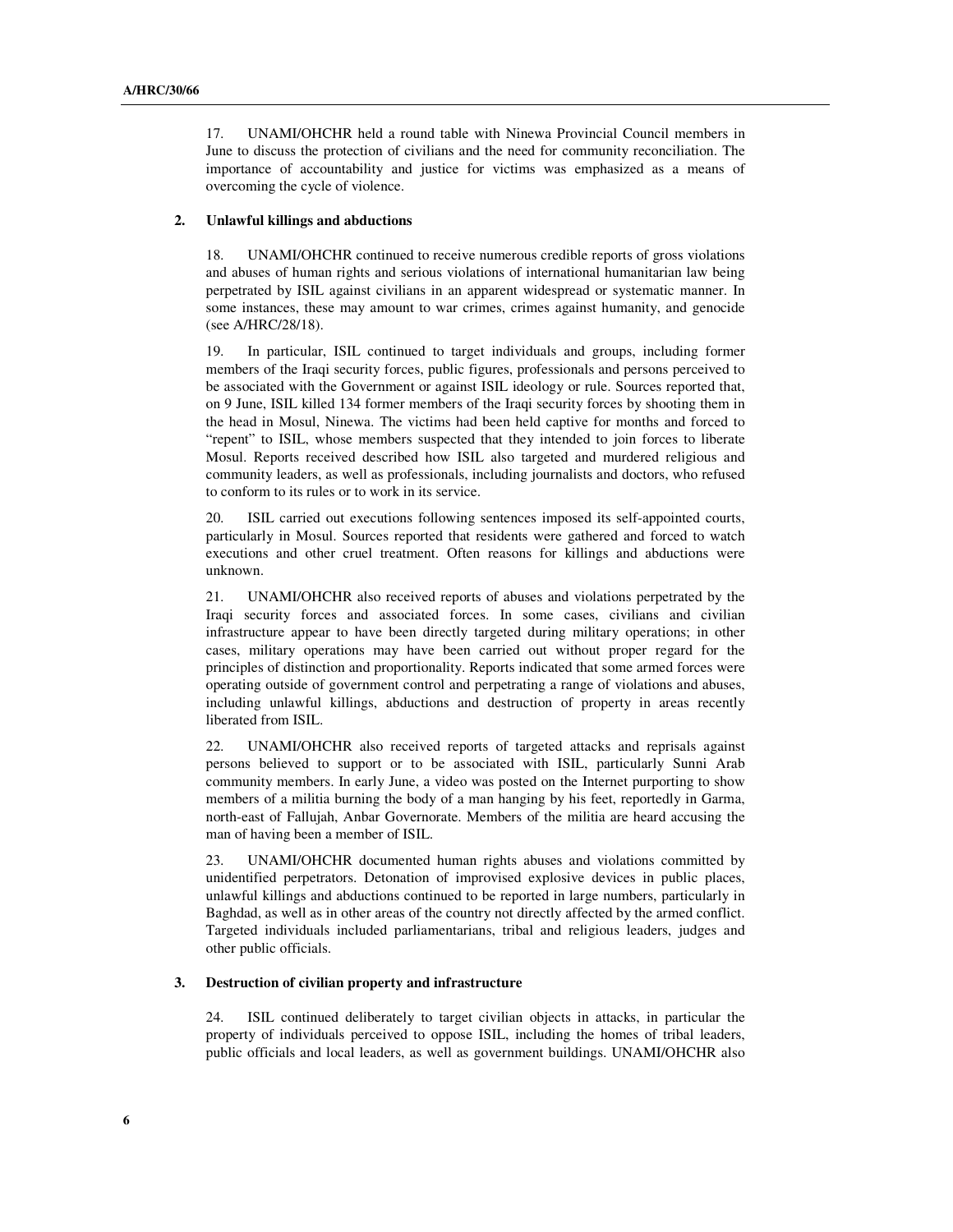17. UNAMI/OHCHR held a round table with Ninewa Provincial Council members in June to discuss the protection of civilians and the need for community reconciliation. The importance of accountability and justice for victims was emphasized as a means of overcoming the cycle of violence.

### 2. Unlawful killings and abductions

18. UNAMI/OHCHR continued to receive numerous credible reports of gross violations and abuses of human rights and serious violations of international humanitarian law being perpetrated by ISIL against civilians in an apparent widespread or systematic manner. In some instances, these may amount to war crimes, crimes against humanity, and genocide (see A/HRC/28/18).

19. In particular, ISIL continued to target individuals and groups, including former members of the Iraqi security forces, public figures, professionals and persons perceived to be associated with the Government or against ISIL ideology or rule. Sources reported that, on 9 June, ISIL killed 134 former members of the Iraqi security forces by shooting them in the head in Mosul, Ninewa. The victims had been held captive for months and forced to "repent" to ISIL, whose members suspected that they intended to join forces to liberate Mosul. Reports received described how ISIL also targeted and murdered religious and community leaders, as well as professionals, including journalists and doctors, who refused to conform to its rules or to work in its service.

20. ISIL carried out executions following sentences imposed its self-appointed courts, particularly in Mosul. Sources reported that residents were gathered and forced to watch executions and other cruel treatment. Often reasons for killings and abductions were unknown.

21. UNAMI/OHCHR also received reports of abuses and violations perpetrated by the Iraqi security forces and associated forces. In some cases, civilians and civilian infrastructure appear to have been directly targeted during military operations; in other cases, military operations may have been carried out without proper regard for the principles of distinction and proportionality. Reports indicated that some armed forces were operating outside of government control and perpetrating a range of violations and abuses, including unlawful killings, abductions and destruction of property in areas recently liberated from ISIL.

22. UNAMI/OHCHR also received reports of targeted attacks and reprisals against persons believed to support or to be associated with ISIL, particularly Sunni Arab community members. In early June, a video was posted on the Internet purporting to show members of a militia burning the body of a man hanging by his feet, reportedly in Garma, north-east of Fallujah, Anbar Governorate. Members of the militia are heard accusing the man of having been a member of ISIL.

23. UNAMI/OHCHR documented human rights abuses and violations committed by unidentified perpetrators. Detonation of improvised explosive devices in public places, unlawful killings and abductions continued to be reported in large numbers, particularly in Baghdad, as well as in other areas of the country not directly affected by the armed conflict. Targeted individuals included parliamentarians, tribal and religious leaders, judges and other public officials.

### 3. Destruction of civilian property and infrastructure

24. ISIL continued deliberately to target civilian objects in attacks, in particular the property of individuals perceived to oppose ISIL, including the homes of tribal leaders, public officials and local leaders, as well as government buildings. UNAMI/OHCHR also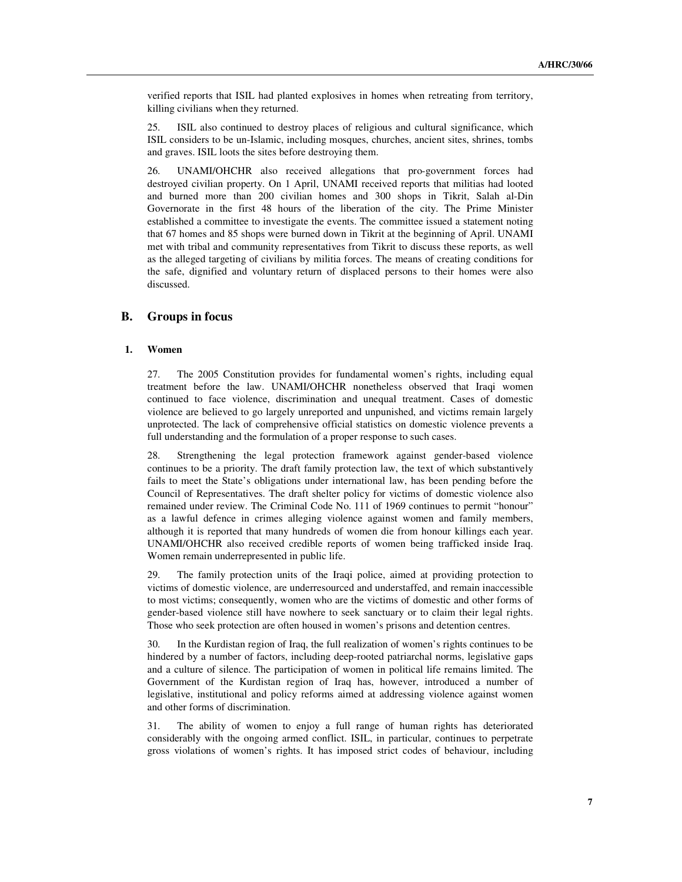verified reports that ISIL had planted explosives in homes when retreating from territory, killing civilians when they returned.

25. ISIL also continued to destroy places of religious and cultural significance, which ISIL considers to be un-Islamic, including mosques, churches, ancient sites, shrines, tombs and graves. ISIL loots the sites before destroying them.

26. UNAMI/OHCHR also received allegations that pro-government forces had destroyed civilian property. On 1 April, UNAMI received reports that militias had looted and burned more than 200 civilian homes and 300 shops in Tikrit, Salah al-Din Governorate in the first 48 hours of the liberation of the city. The Prime Minister established a committee to investigate the events. The committee issued a statement noting that 67 homes and 85 shops were burned down in Tikrit at the beginning of April. UNAMI met with tribal and community representatives from Tikrit to discuss these reports, as well as the alleged targeting of civilians by militia forces. The means of creating conditions for the safe, dignified and voluntary return of displaced persons to their homes were also discussed.

## B. Groups in focus

### 1. Women

27. The 2005 Constitution provides for fundamental women's rights, including equal treatment before the law. UNAMI/OHCHR nonetheless observed that Iraqi women continued to face violence, discrimination and unequal treatment. Cases of domestic violence are believed to go largely unreported and unpunished, and victims remain largely unprotected. The lack of comprehensive official statistics on domestic violence prevents a full understanding and the formulation of a proper response to such cases.

28. Strengthening the legal protection framework against gender-based violence continues to be a priority. The draft family protection law, the text of which substantively fails to meet the State's obligations under international law, has been pending before the Council of Representatives. The draft shelter policy for victims of domestic violence also remained under review. The Criminal Code No. 111 of 1969 continues to permit "honour" as a lawful defence in crimes alleging violence against women and family members, although it is reported that many hundreds of women die from honour killings each year. UNAMI/OHCHR also received credible reports of women being trafficked inside Iraq. Women remain underrepresented in public life.

29. The family protection units of the Iraqi police, aimed at providing protection to victims of domestic violence, are underresourced and understaffed, and remain inaccessible to most victims; consequently, women who are the victims of domestic and other forms of gender-based violence still have nowhere to seek sanctuary or to claim their legal rights. Those who seek protection are often housed in women's prisons and detention centres.

30. In the Kurdistan region of Iraq, the full realization of women's rights continues to be hindered by a number of factors, including deep-rooted patriarchal norms, legislative gaps and a culture of silence. The participation of women in political life remains limited. The Government of the Kurdistan region of Iraq has, however, introduced a number of legislative, institutional and policy reforms aimed at addressing violence against women and other forms of discrimination.

31. The ability of women to enjoy a full range of human rights has deteriorated considerably with the ongoing armed conflict. ISIL, in particular, continues to perpetrate gross violations of women's rights. It has imposed strict codes of behaviour, including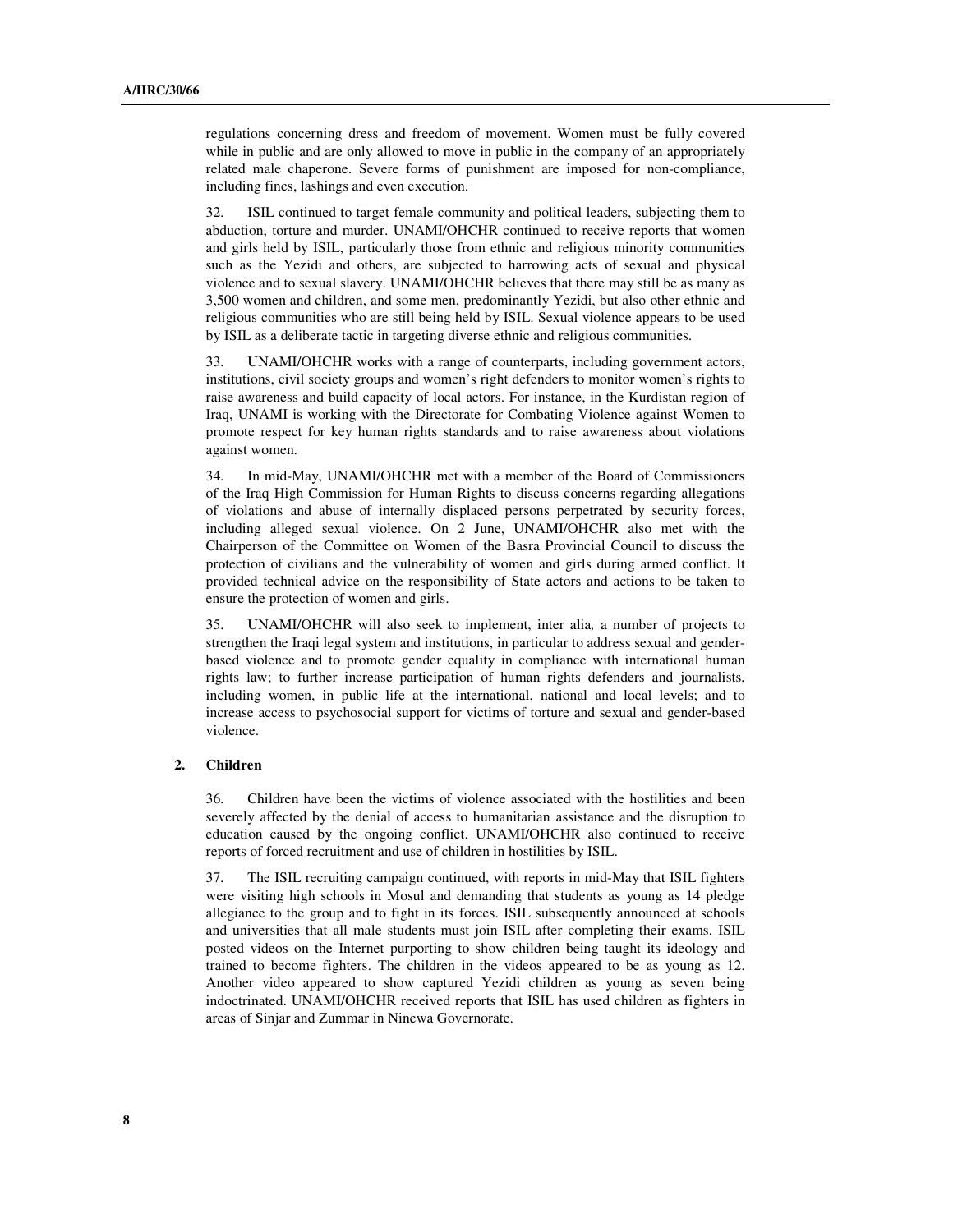regulations concerning dress and freedom of movement. Women must be fully covered while in public and are only allowed to move in public in the company of an appropriately related male chaperone. Severe forms of punishment are imposed for non-compliance, including fines, lashings and even execution.

32. ISIL continued to target female community and political leaders, subjecting them to abduction, torture and murder. UNAMI/OHCHR continued to receive reports that women and girls held by ISIL, particularly those from ethnic and religious minority communities such as the Yezidi and others, are subjected to harrowing acts of sexual and physical violence and to sexual slavery. UNAMI/OHCHR believes that there may still be as many as 3,500 women and children, and some men, predominantly Yezidi, but also other ethnic and religious communities who are still being held by ISIL. Sexual violence appears to be used by ISIL as a deliberate tactic in targeting diverse ethnic and religious communities.

33. UNAMI/OHCHR works with a range of counterparts, including government actors, institutions, civil society groups and women's right defenders to monitor women's rights to raise awareness and build capacity of local actors. For instance, in the Kurdistan region of Iraq, UNAMI is working with the Directorate for Combating Violence against Women to promote respect for key human rights standards and to raise awareness about violations against women.

34. In mid-May, UNAMI/OHCHR met with a member of the Board of Commissioners of the Iraq High Commission for Human Rights to discuss concerns regarding allegations of violations and abuse of internally displaced persons perpetrated by security forces, including alleged sexual violence. On 2 June, UNAMI/OHCHR also met with the Chairperson of the Committee on Women of the Basra Provincial Council to discuss the protection of civilians and the vulnerability of women and girls during armed conflict. It provided technical advice on the responsibility of State actors and actions to be taken to ensure the protection of women and girls.

35. UNAMI/OHCHR will also seek to implement, *inter alia,* a number of projects to strengthen the Iraqi legal system and institutions, in particular to address sexual and gender-based violence and to promote gender equality in compliance with international human rights law; to further increase participation of human rights defenders and journalists, including women, in public life at the international, national and local levels; and to increase access to psychosocial support for victims of torture and sexual and gender-based violence.

### 2. Children

36. Children have been the victims of violence associated with the hostilities and been severely affected by the denial of access to humanitarian assistance and the disruption to education caused by the ongoing conflict. UNAMI/OHCHR also continued to receive reports of forced recruitment and use of children in hostilities by ISIL.

37. The ISIL recruiting campaign continued, with reports in mid-May that ISIL fighters were visiting high schools in Mosul and demanding that students as young as 14 pledge allegiance to the group and to fight in its forces. ISIL subsequently announced at schools and universities that all male students must join ISIL after completing their exams. ISIL posted videos on the Internet purporting to show children being taught its ideology and trained to become fighters. The children in the videos appeared to be as young as 12. Another video appeared to show captured Yezidi children as young as seven being indoctrinated. UNAMI/OHCHR received reports that ISIL has used children as fighters in areas of Sinjar and Zummar in Ninewa Governorate.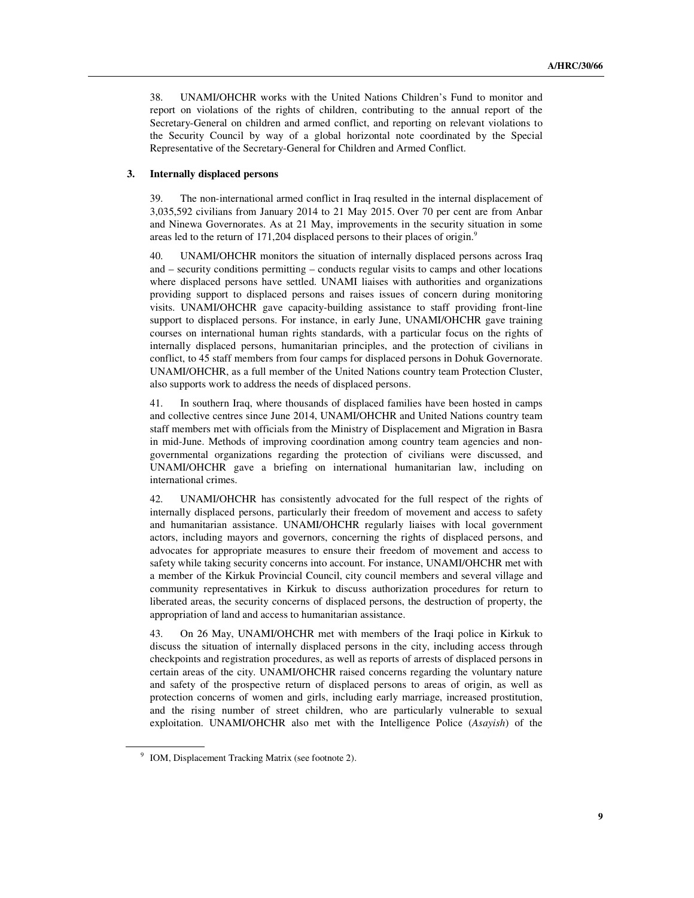38. UNAMI/OHCHR works with the United Nations Children's Fund to monitor and report on violations of the rights of children, contributing to the annual report of the Secretary-General on children and armed conflict, and reporting on relevant violations to the Security Council by way of a global horizontal note coordinated by the Special Representative of the Secretary-General for Children and Armed Conflict.

### 3. Internally displaced persons

39. The non-international armed conflict in Iraq resulted in the internal displacement of 3,035,592 civilians from January 2014 to 21 May 2015. Over 70 per cent are from Anbar and Ninewa Governorates. As at 21 May, improvements in the security situation in some areas led to the return of 171,204 displaced persons to their places of origin.[9]

40. UNAMI/OHCHR monitors the situation of internally displaced persons across Iraq and – security conditions permitting – conducts regular visits to camps and other locations where displaced persons have settled. UNAMI liaises with authorities and organizations providing support to displaced persons and raises issues of concern during monitoring visits. UNAMI/OHCHR gave capacity-building assistance to staff providing front-line support to displaced persons. For instance, in early June, UNAMI/OHCHR gave training courses on international human rights standards, with a particular focus on the rights of internally displaced persons, humanitarian principles, and the protection of civilians in conflict, to 45 staff members from four camps for displaced persons in Dohuk Governorate. UNAMI/OHCHR, as a full member of the United Nations country team Protection Cluster, also supports work to address the needs of displaced persons.

41. In southern Iraq, where thousands of displaced families have been hosted in camps and collective centres since June 2014, UNAMI/OHCHR and United Nations country team staff members met with officials from the Ministry of Displacement and Migration in Basra in mid-June. Methods of improving coordination among country team agencies and non-governmental organizations regarding the protection of civilians were discussed, and UNAMI/OHCHR gave a briefing on international humanitarian law, including on international crimes.

42. UNAMI/OHCHR has consistently advocated for the full respect of the rights of internally displaced persons, particularly their freedom of movement and access to safety and humanitarian assistance. UNAMI/OHCHR regularly liaises with local government actors, including mayors and governors, concerning the rights of displaced persons, and advocates for appropriate measures to ensure their freedom of movement and access to safety while taking security concerns into account. For instance, UNAMI/OHCHR met with a member of the Kirkuk Provincial Council, city council members and several village and community representatives in Kirkuk to discuss authorization procedures for return to liberated areas, the security concerns of displaced persons, the destruction of property, the appropriation of land and access to humanitarian assistance.

43. On 26 May, UNAMI/OHCHR met with members of the Iraqi police in Kirkuk to discuss the situation of internally displaced persons in the city, including access through checkpoints and registration procedures, as well as reports of arrests of displaced persons in certain areas of the city. UNAMI/OHCHR raised concerns regarding the voluntary nature and safety of the prospective return of displaced persons to areas of origin, as well as protection concerns of women and girls, including early marriage, increased prostitution, and the rising number of street children, who are particularly vulnerable to sexual exploitation. UNAMI/OHCHR also met with the Intelligence Police (*Asayish*) of the

---

[9] IOM, Displacement Tracking Matrix (see footnote 2).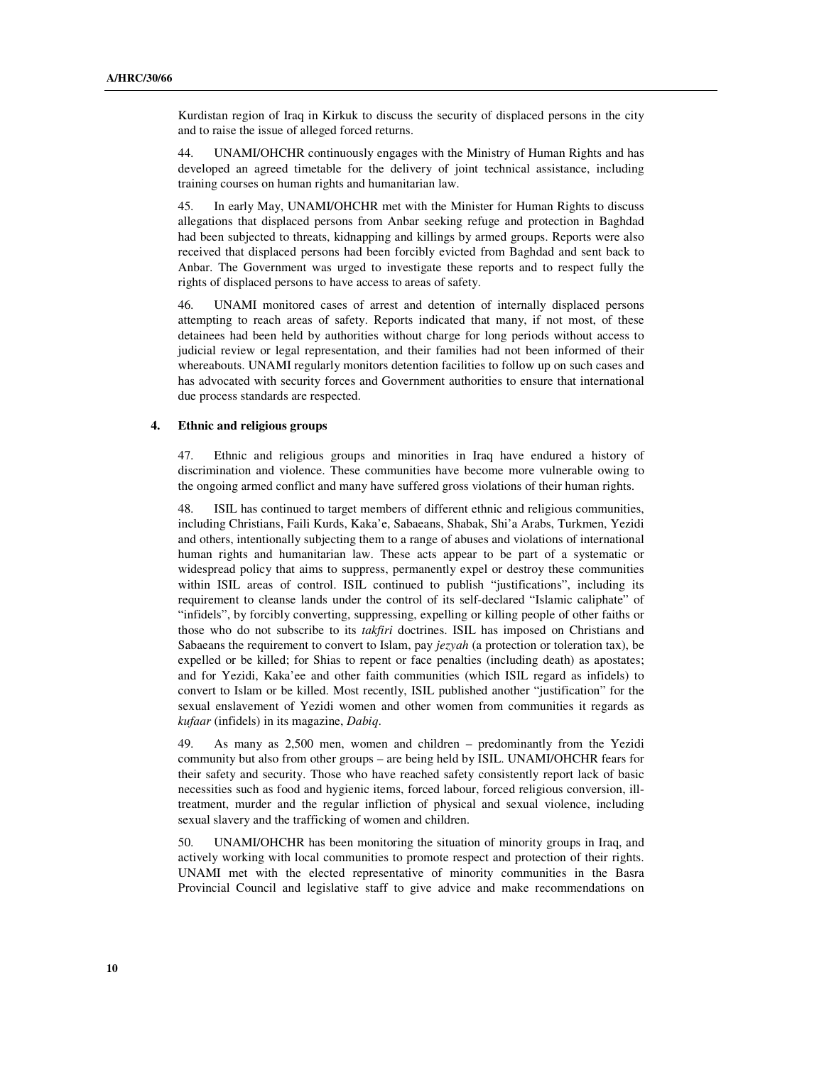Kurdistan region of Iraq in Kirkuk to discuss the security of displaced persons in the city and to raise the issue of alleged forced returns.

44. UNAMI/OHCHR continuously engages with the Ministry of Human Rights and has developed an agreed timetable for the delivery of joint technical assistance, including training courses on human rights and humanitarian law.

45. In early May, UNAMI/OHCHR met with the Minister for Human Rights to discuss allegations that displaced persons from Anbar seeking refuge and protection in Baghdad had been subjected to threats, kidnapping and killings by armed groups. Reports were also received that displaced persons had been forcibly evicted from Baghdad and sent back to Anbar. The Government was urged to investigate these reports and to respect fully the rights of displaced persons to have access to areas of safety.

46. UNAMI monitored cases of arrest and detention of internally displaced persons attempting to reach areas of safety. Reports indicated that many, if not most, of these detainees had been held by authorities without charge for long periods without access to judicial review or legal representation, and their families had not been informed of their whereabouts. UNAMI regularly monitors detention facilities to follow up on such cases and has advocated with security forces and Government authorities to ensure that international due process standards are respected.

### 4. Ethnic and religious groups

47. Ethnic and religious groups and minorities in Iraq have endured a history of discrimination and violence. These communities have become more vulnerable owing to the ongoing armed conflict and many have suffered gross violations of their human rights.

48. ISIL has continued to target members of different ethnic and religious communities, including Christians, Faili Kurds, Kaka'e, Sabaeans, Shabak, Shi'a Arabs, Turkmen, Yezidi and others, intentionally subjecting them to a range of abuses and violations of international human rights and humanitarian law. These acts appear to be part of a systematic or widespread policy that aims to suppress, permanently expel or destroy these communities within ISIL areas of control. ISIL continued to publish "justifications", including its requirement to cleanse lands under the control of its self-declared "Islamic caliphate" of "infidels", by forcibly converting, suppressing, expelling or killing people of other faiths or those who do not subscribe to its *takfiri* doctrines. ISIL has imposed on Christians and Sabaeans the requirement to convert to Islam, pay *jezyah* (a protection or toleration tax), be expelled or be killed; for Shias to repent or face penalties (including death) as apostates; and for Yezidi, Kaka'ee and other faith communities (which ISIL regard as infidels) to convert to Islam or be killed. Most recently, ISIL published another "justification" for the sexual enslavement of Yezidi women and other women from communities it regards as *kufaar* (infidels) in its magazine, *Dabiq*.

49. As many as 2,500 men, women and children – predominantly from the Yezidi community but also from other groups – are being held by ISIL. UNAMI/OHCHR fears for their safety and security. Those who have reached safety consistently report lack of basic necessities such as food and hygienic items, forced labour, forced religious conversion, ill-treatment, murder and the regular infliction of physical and sexual violence, including sexual slavery and the trafficking of women and children.

50. UNAMI/OHCHR has been monitoring the situation of minority groups in Iraq, and actively working with local communities to promote respect and protection of their rights. UNAMI met with the elected representative of minority communities in the Basra Provincial Council and legislative staff to give advice and make recommendations on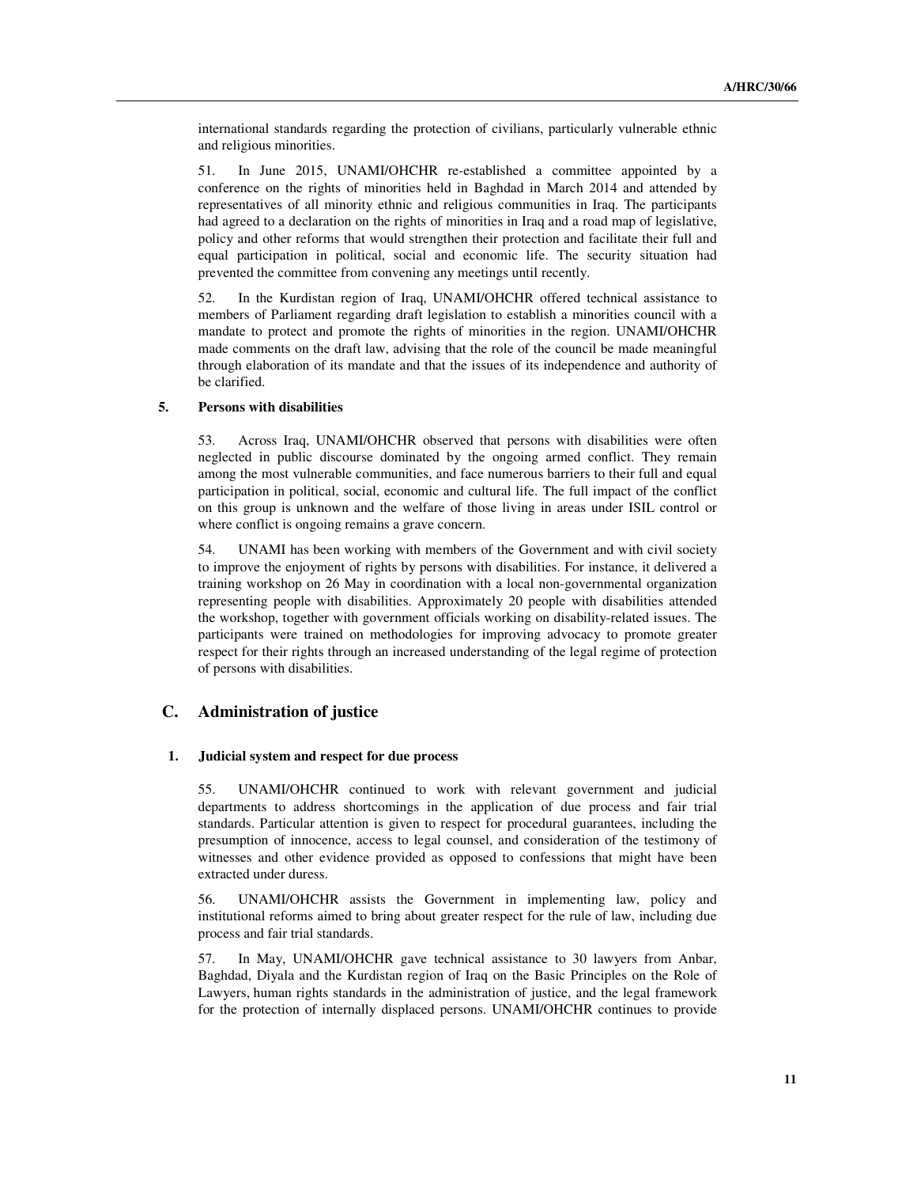international standards regarding the protection of civilians, particularly vulnerable ethnic and religious minorities.

51. In June 2015, UNAMI/OHCHR re-established a committee appointed by a conference on the rights of minorities held in Baghdad in March 2014 and attended by representatives of all minority ethnic and religious communities in Iraq. The participants had agreed to a declaration on the rights of minorities in Iraq and a road map of legislative, policy and other reforms that would strengthen their protection and facilitate their full and equal participation in political, social and economic life. The security situation had prevented the committee from convening any meetings until recently.

52. In the Kurdistan region of Iraq, UNAMI/OHCHR offered technical assistance to members of Parliament regarding draft legislation to establish a minorities council with a mandate to protect and promote the rights of minorities in the region. UNAMI/OHCHR made comments on the draft law, advising that the role of the council be made meaningful through elaboration of its mandate and that the issues of its independence and authority of be clarified.

#### 5. Persons with disabilities

53. Across Iraq, UNAMI/OHCHR observed that persons with disabilities were often neglected in public discourse dominated by the ongoing armed conflict. They remain among the most vulnerable communities, and face numerous barriers to their full and equal participation in political, social, economic and cultural life. The full impact of the conflict on this group is unknown and the welfare of those living in areas under ISIL control or where conflict is ongoing remains a grave concern.

54. UNAMI has been working with members of the Government and with civil society to improve the enjoyment of rights by persons with disabilities. For instance, it delivered a training workshop on 26 May in coordination with a local non-governmental organization representing people with disabilities. Approximately 20 people with disabilities attended the workshop, together with government officials working on disability-related issues. The participants were trained on methodologies for improving advocacy to promote greater respect for their rights through an increased understanding of the legal regime of protection of persons with disabilities.

### C. Administration of justice

#### 1. Judicial system and respect for due process

55. UNAMI/OHCHR continued to work with relevant government and judicial departments to address shortcomings in the application of due process and fair trial standards. Particular attention is given to respect for procedural guarantees, including the presumption of innocence, access to legal counsel, and consideration of the testimony of witnesses and other evidence provided as opposed to confessions that might have been extracted under duress.

56. UNAMI/OHCHR assists the Government in implementing law, policy and institutional reforms aimed to bring about greater respect for the rule of law, including due process and fair trial standards.

57. In May, UNAMI/OHCHR gave technical assistance to 30 lawyers from Anbar, Baghdad, Diyala and the Kurdistan region of Iraq on the Basic Principles on the Role of Lawyers, human rights standards in the administration of justice, and the legal framework for the protection of internally displaced persons. UNAMI/OHCHR continues to provide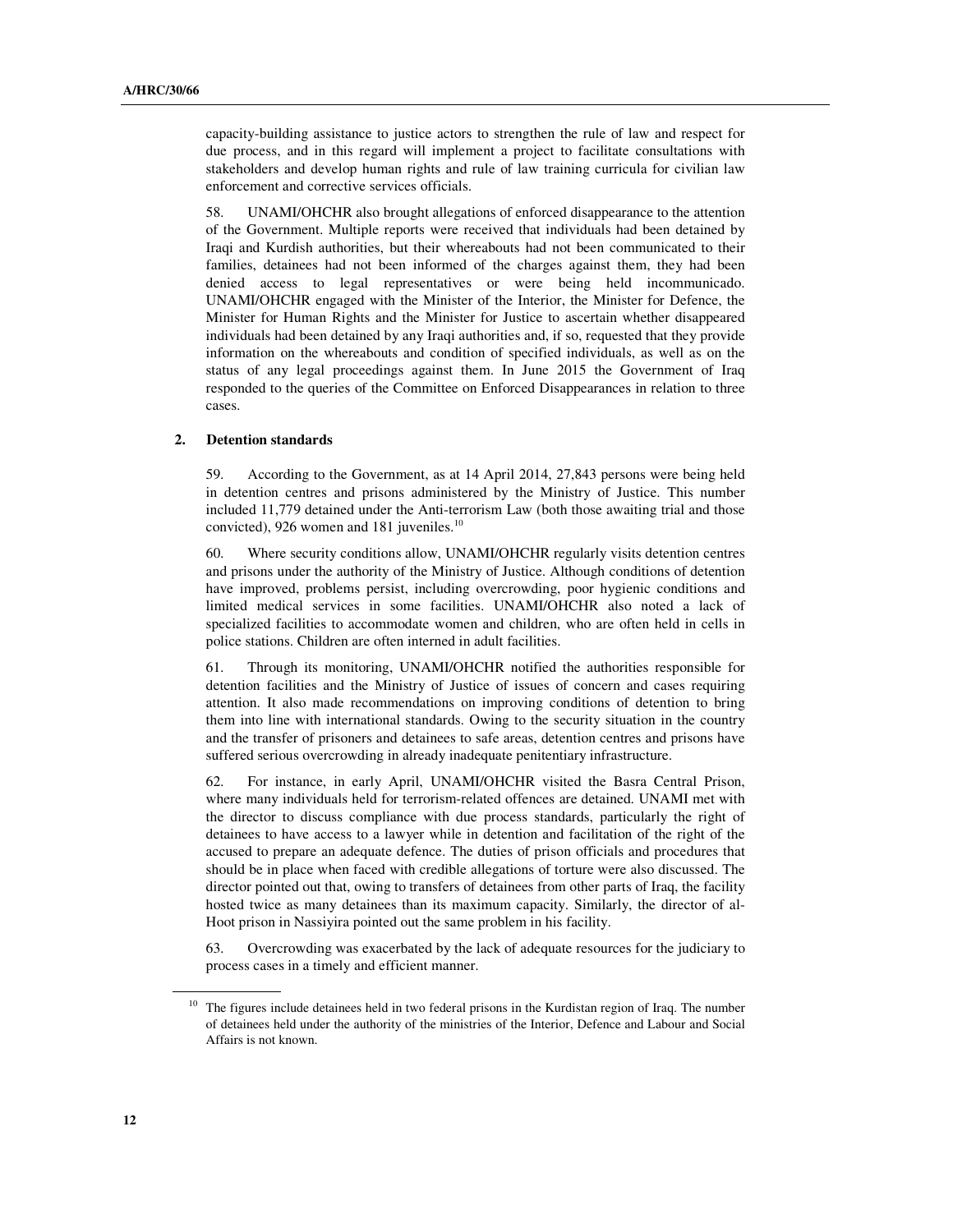capacity-building assistance to justice actors to strengthen the rule of law and respect for due process, and in this regard will implement a project to facilitate consultations with stakeholders and develop human rights and rule of law training curricula for civilian law enforcement and corrective services officials.

58. UNAMI/OHCHR also brought allegations of enforced disappearance to the attention of the Government. Multiple reports were received that individuals had been detained by Iraqi and Kurdish authorities, but their whereabouts had not been communicated to their families, detainees had not been informed of the charges against them, they had been denied access to legal representatives or were being held incommunicado. UNAMI/OHCHR engaged with the Minister of the Interior, the Minister for Defence, the Minister for Human Rights and the Minister for Justice to ascertain whether disappeared individuals had been detained by any Iraqi authorities and, if so, requested that they provide information on the whereabouts and condition of specified individuals, as well as on the status of any legal proceedings against them. In June 2015 the Government of Iraq responded to the queries of the Committee on Enforced Disappearances in relation to three cases.

### 2. Detention standards

59. According to the Government, as at 14 April 2014, 27,843 persons were being held in detention centres and prisons administered by the Ministry of Justice. This number included 11,779 detained under the Anti-terrorism Law (both those awaiting trial and those convicted), 926 women and 181 juveniles.[10]

60. Where security conditions allow, UNAMI/OHCHR regularly visits detention centres and prisons under the authority of the Ministry of Justice. Although conditions of detention have improved, problems persist, including overcrowding, poor hygienic conditions and limited medical services in some facilities. UNAMI/OHCHR also noted a lack of specialized facilities to accommodate women and children, who are often held in cells in police stations. Children are often interned in adult facilities.

61. Through its monitoring, UNAMI/OHCHR notified the authorities responsible for detention facilities and the Ministry of Justice of issues of concern and cases requiring attention. It also made recommendations on improving conditions of detention to bring them into line with international standards. Owing to the security situation in the country and the transfer of prisoners and detainees to safe areas, detention centres and prisons have suffered serious overcrowding in already inadequate penitentiary infrastructure.

62. For instance, in early April, UNAMI/OHCHR visited the Basra Central Prison, where many individuals held for terrorism-related offences are detained. UNAMI met with the director to discuss compliance with due process standards, particularly the right of detainees to have access to a lawyer while in detention and facilitation of the right of the accused to prepare an adequate defence. The duties of prison officials and procedures that should be in place when faced with credible allegations of torture were also discussed. The director pointed out that, owing to transfers of detainees from other parts of Iraq, the facility hosted twice as many detainees than its maximum capacity. Similarly, the director of al-Hoot prison in Nassiyira pointed out the same problem in his facility.

63. Overcrowding was exacerbated by the lack of adequate resources for the judiciary to process cases in a timely and efficient manner.

---

[10] The figures include detainees held in two federal prisons in the Kurdistan region of Iraq. The number of detainees held under the authority of the ministries of the Interior, Defence and Labour and Social Affairs is not known.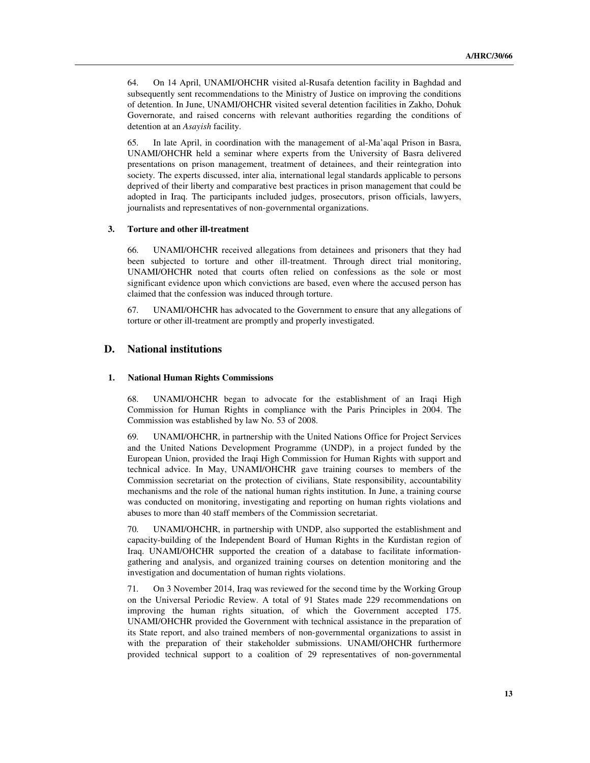64. On 14 April, UNAMI/OHCHR visited al-Rusafa detention facility in Baghdad and subsequently sent recommendations to the Ministry of Justice on improving the conditions of detention. In June, UNAMI/OHCHR visited several detention facilities in Zakho, Dohuk Governorate, and raised concerns with relevant authorities regarding the conditions of detention at an *Asayish* facility.

65. In late April, in coordination with the management of al-Ma'aqal Prison in Basra, UNAMI/OHCHR held a seminar where experts from the University of Basra delivered presentations on prison management, treatment of detainees, and their reintegration into society. The experts discussed, inter alia, international legal standards applicable to persons deprived of their liberty and comparative best practices in prison management that could be adopted in Iraq. The participants included judges, prosecutors, prison officials, lawyers, journalists and representatives of non-governmental organizations.

#### 3. Torture and other ill-treatment

66. UNAMI/OHCHR received allegations from detainees and prisoners that they had been subjected to torture and other ill-treatment. Through direct trial monitoring, UNAMI/OHCHR noted that courts often relied on confessions as the sole or most significant evidence upon which convictions are based, even where the accused person has claimed that the confession was induced through torture.

67. UNAMI/OHCHR has advocated to the Government to ensure that any allegations of torture or other ill-treatment are promptly and properly investigated.

## D. National institutions

#### 1. National Human Rights Commissions

68. UNAMI/OHCHR began to advocate for the establishment of an Iraqi High Commission for Human Rights in compliance with the Paris Principles in 2004. The Commission was established by law No. 53 of 2008.

69. UNAMI/OHCHR, in partnership with the United Nations Office for Project Services and the United Nations Development Programme (UNDP), in a project funded by the European Union, provided the Iraqi High Commission for Human Rights with support and technical advice. In May, UNAMI/OHCHR gave training courses to members of the Commission secretariat on the protection of civilians, State responsibility, accountability mechanisms and the role of the national human rights institution. In June, a training course was conducted on monitoring, investigating and reporting on human rights violations and abuses to more than 40 staff members of the Commission secretariat.

70. UNAMI/OHCHR, in partnership with UNDP, also supported the establishment and capacity-building of the Independent Board of Human Rights in the Kurdistan region of Iraq. UNAMI/OHCHR supported the creation of a database to facilitate information-gathering and analysis, and organized training courses on detention monitoring and the investigation and documentation of human rights violations.

71. On 3 November 2014, Iraq was reviewed for the second time by the Working Group on the Universal Periodic Review. A total of 91 States made 229 recommendations on improving the human rights situation, of which the Government accepted 175. UNAMI/OHCHR provided the Government with technical assistance in the preparation of its State report, and also trained members of non-governmental organizations to assist in with the preparation of their stakeholder submissions. UNAMI/OHCHR furthermore provided technical support to a coalition of 29 representatives of non-governmental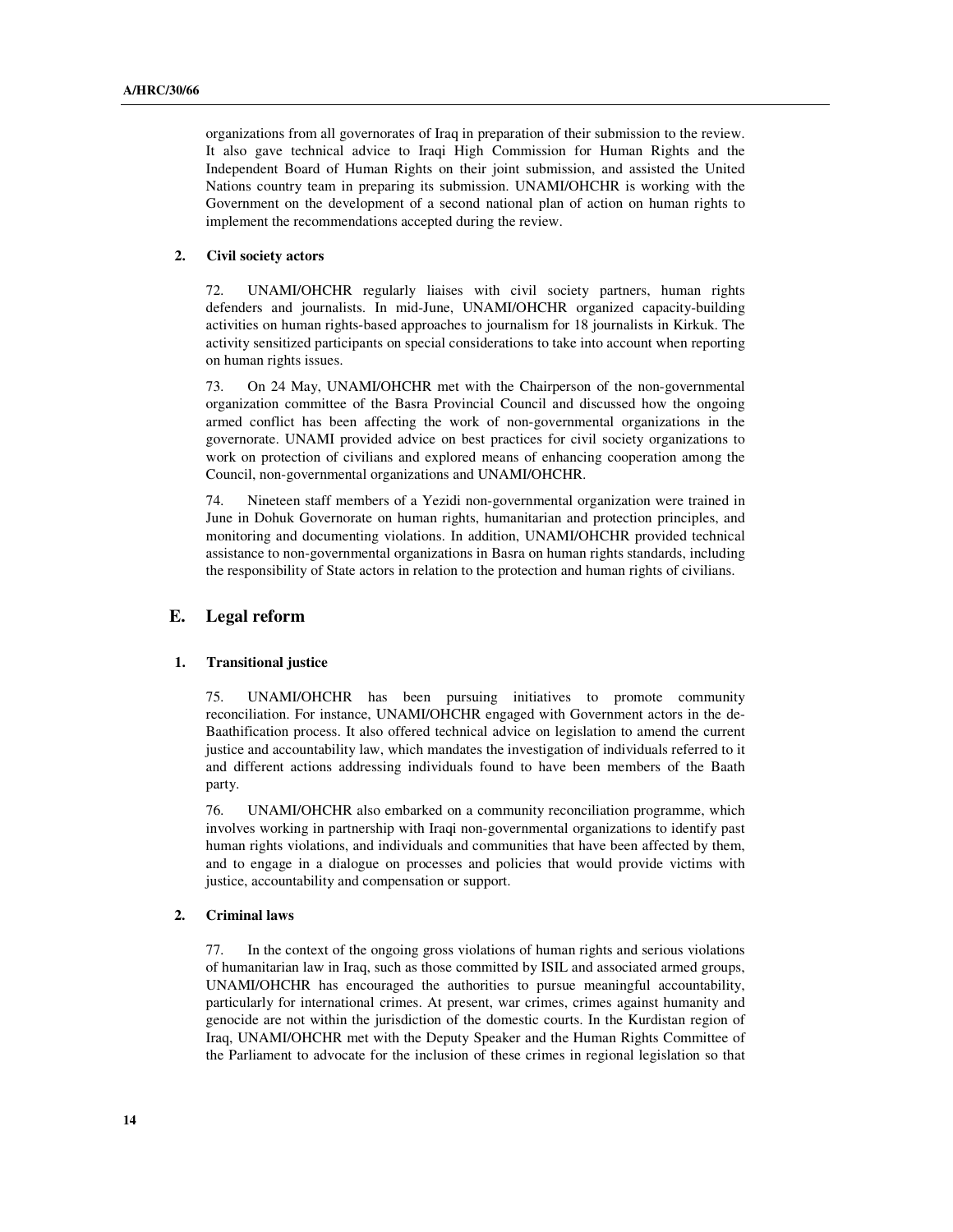organizations from all governorates of Iraq in preparation of their submission to the review. It also gave technical advice to Iraqi High Commission for Human Rights and the Independent Board of Human Rights on their joint submission, and assisted the United Nations country team in preparing its submission. UNAMI/OHCHR is working with the Government on the development of a second national plan of action on human rights to implement the recommendations accepted during the review.

### 2. Civil society actors

72. UNAMI/OHCHR regularly liaises with civil society partners, human rights defenders and journalists. In mid-June, UNAMI/OHCHR organized capacity-building activities on human rights-based approaches to journalism for 18 journalists in Kirkuk. The activity sensitized participants on special considerations to take into account when reporting on human rights issues.

73. On 24 May, UNAMI/OHCHR met with the Chairperson of the non-governmental organization committee of the Basra Provincial Council and discussed how the ongoing armed conflict has been affecting the work of non-governmental organizations in the governorate. UNAMI provided advice on best practices for civil society organizations to work on protection of civilians and explored means of enhancing cooperation among the Council, non-governmental organizations and UNAMI/OHCHR.

74. Nineteen staff members of a Yezidi non-governmental organization were trained in June in Dohuk Governorate on human rights, humanitarian and protection principles, and monitoring and documenting violations. In addition, UNAMI/OHCHR provided technical assistance to non-governmental organizations in Basra on human rights standards, including the responsibility of State actors in relation to the protection and human rights of civilians.

## E. Legal reform

### 1. Transitional justice

75. UNAMI/OHCHR has been pursuing initiatives to promote community reconciliation. For instance, UNAMI/OHCHR engaged with Government actors in the de-Baathification process. It also offered technical advice on legislation to amend the current justice and accountability law, which mandates the investigation of individuals referred to it and different actions addressing individuals found to have been members of the Baath party.

76. UNAMI/OHCHR also embarked on a community reconciliation programme, which involves working in partnership with Iraqi non-governmental organizations to identify past human rights violations, and individuals and communities that have been affected by them, and to engage in a dialogue on processes and policies that would provide victims with justice, accountability and compensation or support.

### 2. Criminal laws

77. In the context of the ongoing gross violations of human rights and serious violations of humanitarian law in Iraq, such as those committed by ISIL and associated armed groups, UNAMI/OHCHR has encouraged the authorities to pursue meaningful accountability, particularly for international crimes. At present, war crimes, crimes against humanity and genocide are not within the jurisdiction of the domestic courts. In the Kurdistan region of Iraq, UNAMI/OHCHR met with the Deputy Speaker and the Human Rights Committee of the Parliament to advocate for the inclusion of these crimes in regional legislation so that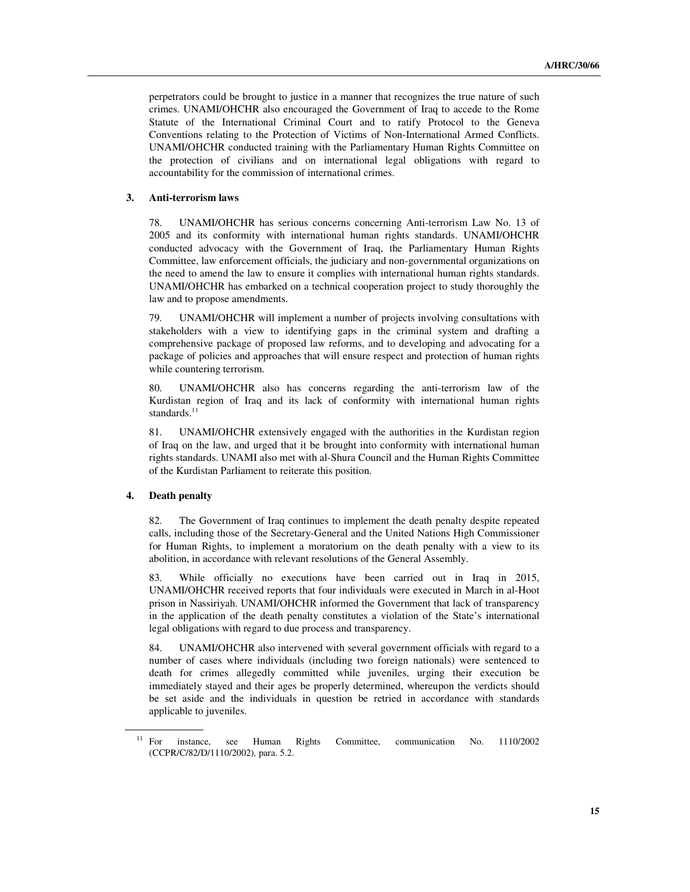perpetrators could be brought to justice in a manner that recognizes the true nature of such crimes. UNAMI/OHCHR also encouraged the Government of Iraq to accede to the Rome Statute of the International Criminal Court and to ratify Protocol to the Geneva Conventions relating to the Protection of Victims of Non-International Armed Conflicts. UNAMI/OHCHR conducted training with the Parliamentary Human Rights Committee on the protection of civilians and on international legal obligations with regard to accountability for the commission of international crimes.

### 3. Anti-terrorism laws

78. UNAMI/OHCHR has serious concerns concerning Anti-terrorism Law No. 13 of 2005 and its conformity with international human rights standards. UNAMI/OHCHR conducted advocacy with the Government of Iraq, the Parliamentary Human Rights Committee, law enforcement officials, the judiciary and non-governmental organizations on the need to amend the law to ensure it complies with international human rights standards. UNAMI/OHCHR has embarked on a technical cooperation project to study thoroughly the law and to propose amendments.

79. UNAMI/OHCHR will implement a number of projects involving consultations with stakeholders with a view to identifying gaps in the criminal system and drafting a comprehensive package of proposed law reforms, and to developing and advocating for a package of policies and approaches that will ensure respect and protection of human rights while countering terrorism.

80. UNAMI/OHCHR also has concerns regarding the anti-terrorism law of the Kurdistan region of Iraq and its lack of conformity with international human rights standards.[11]

81. UNAMI/OHCHR extensively engaged with the authorities in the Kurdistan region of Iraq on the law, and urged that it be brought into conformity with international human rights standards. UNAMI also met with al-Shura Council and the Human Rights Committee of the Kurdistan Parliament to reiterate this position.

### 4. Death penalty

82. The Government of Iraq continues to implement the death penalty despite repeated calls, including those of the Secretary-General and the United Nations High Commissioner for Human Rights, to implement a moratorium on the death penalty with a view to its abolition, in accordance with relevant resolutions of the General Assembly.

83. While officially no executions have been carried out in Iraq in 2015, UNAMI/OHCHR received reports that four individuals were executed in March in al-Hoot prison in Nassiriyah. UNAMI/OHCHR informed the Government that lack of transparency in the application of the death penalty constitutes a violation of the State's international legal obligations with regard to due process and transparency.

84. UNAMI/OHCHR also intervened with several government officials with regard to a number of cases where individuals (including two foreign nationals) were sentenced to death for crimes allegedly committed while juveniles, urging their execution be immediately stayed and their ages be properly determined, whereupon the verdicts should be set aside and the individuals in question be retried in accordance with standards applicable to juveniles.

---

[11] For instance, see Human Rights Committee, communication No. 1110/2002 (CCPR/C/82/D/1110/2002), para. 5.2.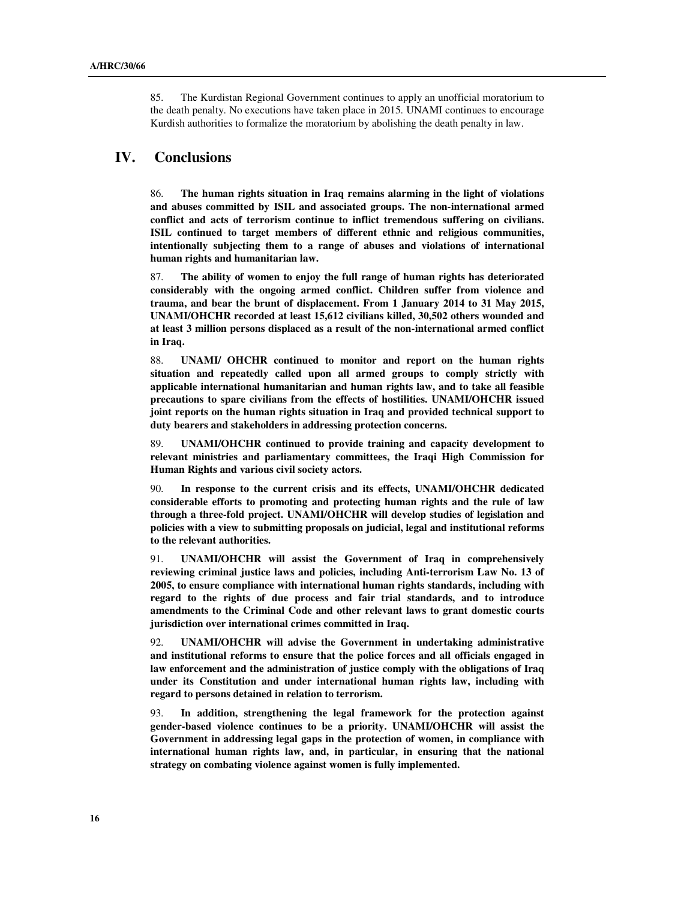85. The Kurdistan Regional Government continues to apply an unofficial moratorium to the death penalty. No executions have taken place in 2015. UNAMI continues to encourage Kurdish authorities to formalize the moratorium by abolishing the death penalty in law.

# IV. Conclusions

86. **The human rights situation in Iraq remains alarming in the light of violations and abuses committed by ISIL and associated groups. The non-international armed conflict and acts of terrorism continue to inflict tremendous suffering on civilians. ISIL continued to target members of different ethnic and religious communities, intentionally subjecting them to a range of abuses and violations of international human rights and humanitarian law.**

87. **The ability of women to enjoy the full range of human rights has deteriorated considerably with the ongoing armed conflict. Children suffer from violence and trauma, and bear the brunt of displacement. From 1 January 2014 to 31 May 2015, UNAMI/OHCHR recorded at least 15,612 civilians killed, 30,502 others wounded and at least 3 million persons displaced as a result of the non-international armed conflict in Iraq.**

88. **UNAMI/ OHCHR continued to monitor and report on the human rights situation and repeatedly called upon all armed groups to comply strictly with applicable international humanitarian and human rights law, and to take all feasible precautions to spare civilians from the effects of hostilities. UNAMI/OHCHR issued joint reports on the human rights situation in Iraq and provided technical support to duty bearers and stakeholders in addressing protection concerns.**

89. **UNAMI/OHCHR continued to provide training and capacity development to relevant ministries and parliamentary committees, the Iraqi High Commission for Human Rights and various civil society actors.**

90. **In response to the current crisis and its effects, UNAMI/OHCHR dedicated considerable efforts to promoting and protecting human rights and the rule of law through a three-fold project. UNAMI/OHCHR will develop studies of legislation and policies with a view to submitting proposals on judicial, legal and institutional reforms to the relevant authorities.**

91. **UNAMI/OHCHR will assist the Government of Iraq in comprehensively reviewing criminal justice laws and policies, including Anti-terrorism Law No. 13 of 2005, to ensure compliance with international human rights standards, including with regard to the rights of due process and fair trial standards, and to introduce amendments to the Criminal Code and other relevant laws to grant domestic courts jurisdiction over international crimes committed in Iraq.**

92. **UNAMI/OHCHR will advise the Government in undertaking administrative and institutional reforms to ensure that the police forces and all officials engaged in law enforcement and the administration of justice comply with the obligations of Iraq under its Constitution and under international human rights law, including with regard to persons detained in relation to terrorism.**

93. **In addition, strengthening the legal framework for the protection against gender-based violence continues to be a priority. UNAMI/OHCHR will assist the Government in addressing legal gaps in the protection of women, in compliance with international human rights law, and, in particular, in ensuring that the national strategy on combating violence against women is fully implemented.**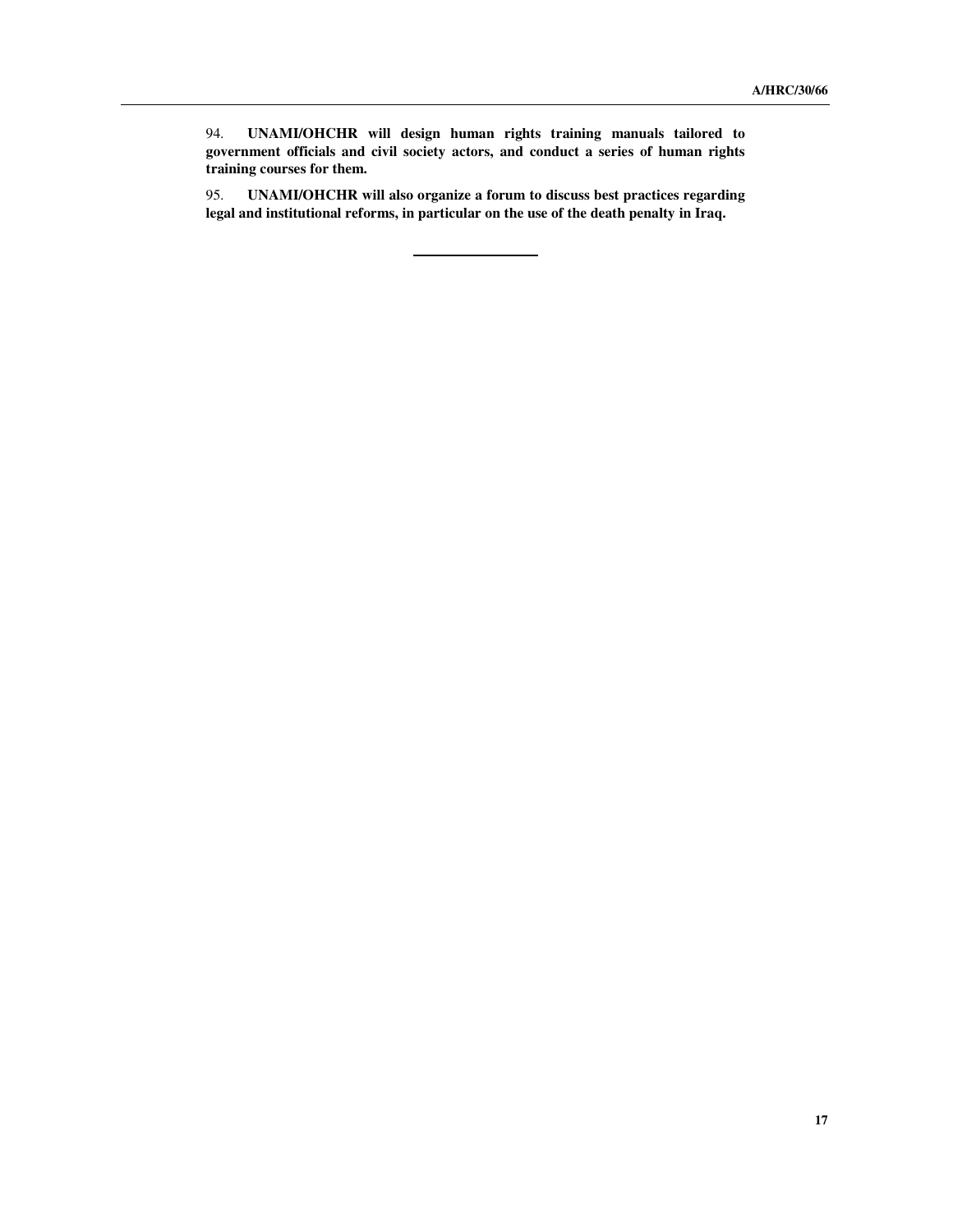94. **UNAMI/OHCHR will design human rights training manuals tailored to government officials and civil society actors, and conduct a series of human rights training courses for them.**

95. **UNAMI/OHCHR will also organize a forum to discuss best practices regarding legal and institutional reforms, in particular on the use of the death penalty in Iraq.**